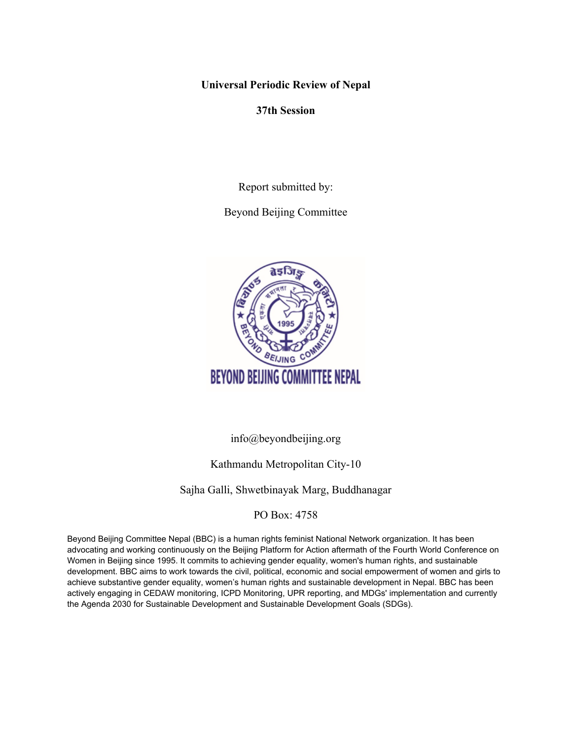**Universal Periodic Review of Nepal**

**37th Session**

Report submitted by:

Beyond Beijing Committee

BEYOND BEIJING COMMITTEE NEPAL

info@beyondbeijing.org

Kathmandu Metropolitan City-10

Sajha Galli, Shwetbinayak Marg, Buddhanagar

PO Box: 4758

Beyond Beijing Committee Nepal (BBC) is a human rights feminist National Network organization. It has been advocating and working continuously on the Beijing Platform for Action aftermath of the Fourth World Conference on Women in Beijing since 1995. It commits to achieving gender equality, women's human rights, and sustainable development. BBC aims to work towards the civil, political, economic and social empowerment of women and girls to achieve substantive gender equality, women's human rights and sustainable development in Nepal. BBC has been actively engaging in CEDAW monitoring, ICPD Monitoring, UPR reporting, and MDGs' implementation and currently the Agenda 2030 for Sustainable Development and Sustainable Development Goals (SDGs).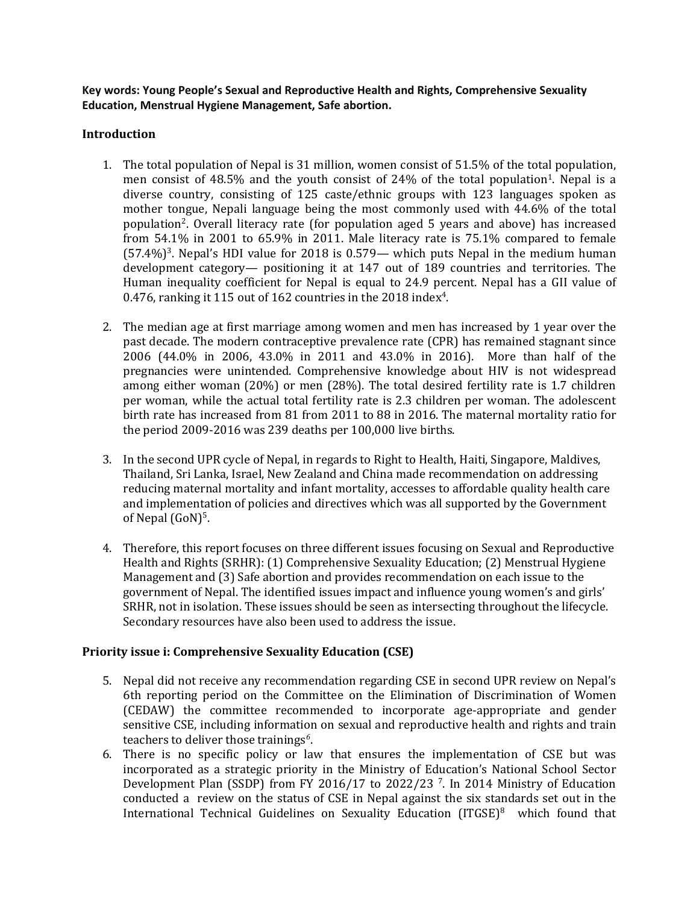**Key words: Young People's Sexual and Reproductive Health and Rights, Comprehensive Sexuality Education, Menstrual Hygiene Management, Safe abortion.**

## Introduction

1. The total population of Nepal is 31 million, women consist of 51.5% of the total population, men consist of 48.5% and the youth consist of 24% of the total population[1]. Nepal is a diverse country, consisting of 125 caste/ethnic groups with 123 languages spoken as mother tongue, Nepali language being the most commonly used with 44.6% of the total population[2]. Overall literacy rate (for population aged 5 years and above) has increased from 54.1% in 2001 to 65.9% in 2011. Male literacy rate is 75.1% compared to female (57.4%)[3]. Nepal's HDI value for 2018 is 0.579— which puts Nepal in the medium human development category— positioning it at 147 out of 189 countries and territories. The Human inequality coefficient for Nepal is equal to 24.9 percent. Nepal has a GII value of 0.476, ranking it 115 out of 162 countries in the 2018 index[4].

2. The median age at first marriage among women and men has increased by 1 year over the past decade. The modern contraceptive prevalence rate (CPR) has remained stagnant since 2006 (44.0% in 2006, 43.0% in 2011 and 43.0% in 2016). More than half of the pregnancies were unintended. Comprehensive knowledge about HIV is not widespread among either woman (20%) or men (28%). The total desired fertility rate is 1.7 children per woman, while the actual total fertility rate is 2.3 children per woman. The adolescent birth rate has increased from 81 from 2011 to 88 in 2016. The maternal mortality ratio for the period 2009-2016 was 239 deaths per 100,000 live births.

3. In the second UPR cycle of Nepal, in regards to Right to Health, Haiti, Singapore, Maldives, Thailand, Sri Lanka, Israel, New Zealand and China made recommendation on addressing reducing maternal mortality and infant mortality, accesses to affordable quality health care and implementation of policies and directives which was all supported by the Government of Nepal (GoN)[5].

4. Therefore, this report focuses on three different issues focusing on Sexual and Reproductive Health and Rights (SRHR): (1) Comprehensive Sexuality Education; (2) Menstrual Hygiene Management and (3) Safe abortion and provides recommendation on each issue to the government of Nepal. The identified issues impact and influence young women's and girls' SRHR, not in isolation. These issues should be seen as intersecting throughout the lifecycle. Secondary resources have also been used to address the issue.

## Priority issue i: Comprehensive Sexuality Education (CSE)

5. Nepal did not receive any recommendation regarding CSE in second UPR review on Nepal's 6th reporting period on the Committee on the Elimination of Discrimination of Women (CEDAW) the committee recommended to incorporate age-appropriate and gender sensitive CSE, including information on sexual and reproductive health and rights and train teachers to deliver those trainings[6].
6. There is no specific policy or law that ensures the implementation of CSE but was incorporated as a strategic priority in the Ministry of Education's National School Sector Development Plan (SSDP) from FY 2016/17 to 2022/23 [7]. In 2014 Ministry of Education conducted a review on the status of CSE in Nepal against the six standards set out in the International Technical Guidelines on Sexuality Education (ITGSE)[8] which found that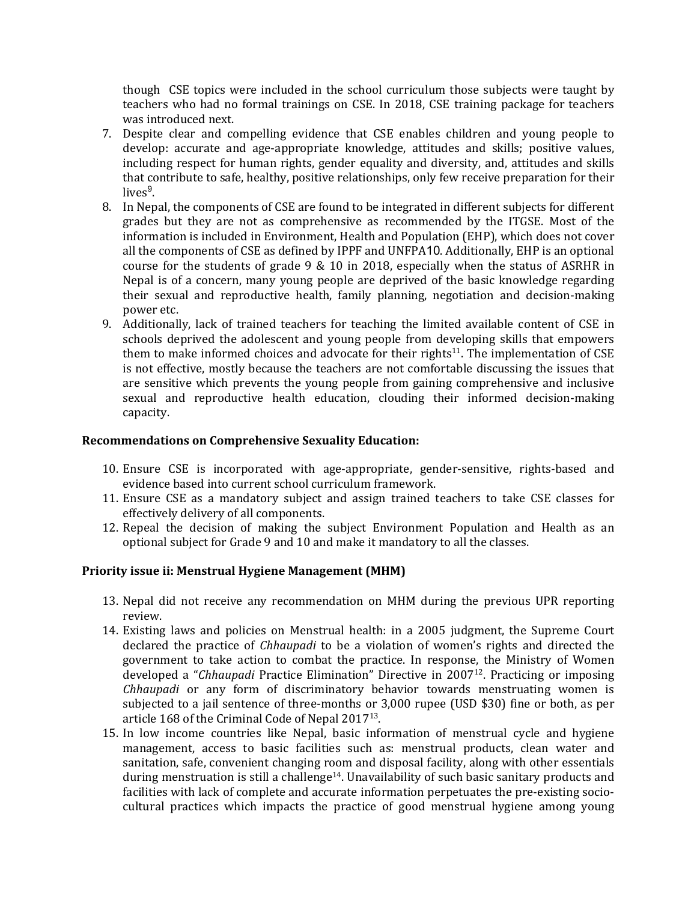though CSE topics were included in the school curriculum those subjects were taught by teachers who had no formal trainings on CSE. In 2018, CSE training package for teachers was introduced next.

7. Despite clear and compelling evidence that CSE enables children and young people to develop: accurate and age-appropriate knowledge, attitudes and skills; positive values, including respect for human rights, gender equality and diversity, and, attitudes and skills that contribute to safe, healthy, positive relationships, only few receive preparation for their lives[9].
8. In Nepal, the components of CSE are found to be integrated in different subjects for different grades but they are not as comprehensive as recommended by the ITGSE. Most of the information is included in Environment, Health and Population (EHP), which does not cover all the components of CSE as defined by IPPF and UNFPA10. Additionally, EHP is an optional course for the students of grade 9 & 10 in 2018, especially when the status of ASRHR in Nepal is of a concern, many young people are deprived of the basic knowledge regarding their sexual and reproductive health, family planning, negotiation and decision-making power etc.
9. Additionally, lack of trained teachers for teaching the limited available content of CSE in schools deprived the adolescent and young people from developing skills that empowers them to make informed choices and advocate for their rights[11]. The implementation of CSE is not effective, mostly because the teachers are not comfortable discussing the issues that are sensitive which prevents the young people from gaining comprehensive and inclusive sexual and reproductive health education, clouding their informed decision-making capacity.

**Recommendations on Comprehensive Sexuality Education:**

10. Ensure CSE is incorporated with age-appropriate, gender-sensitive, rights-based and evidence based into current school curriculum framework.
11. Ensure CSE as a mandatory subject and assign trained teachers to take CSE classes for effectively delivery of all components.
12. Repeal the decision of making the subject Environment Population and Health as an optional subject for Grade 9 and 10 and make it mandatory to all the classes.

**Priority issue ii: Menstrual Hygiene Management (MHM)**

13. Nepal did not receive any recommendation on MHM during the previous UPR reporting review.
14. Existing laws and policies on Menstrual health: in a 2005 judgment, the Supreme Court declared the practice of *Chhaupadi* to be a violation of women's rights and directed the government to take action to combat the practice. In response, the Ministry of Women developed a "*Chhaupadi* Practice Elimination" Directive in 2007[12]. Practicing or imposing *Chhaupadi* or any form of discriminatory behavior towards menstruating women is subjected to a jail sentence of three-months or 3,000 rupee (USD $30) fine or both, as per article 168 of the Criminal Code of Nepal 2017[13].
15. In low income countries like Nepal, basic information of menstrual cycle and hygiene management, access to basic facilities such as: menstrual products, clean water and sanitation, safe, convenient changing room and disposal facility, along with other essentials during menstruation is still a challenge[14]. Unavailability of such basic sanitary products and facilities with lack of complete and accurate information perpetuates the pre-existing socio-cultural practices which impacts the practice of good menstrual hygiene among young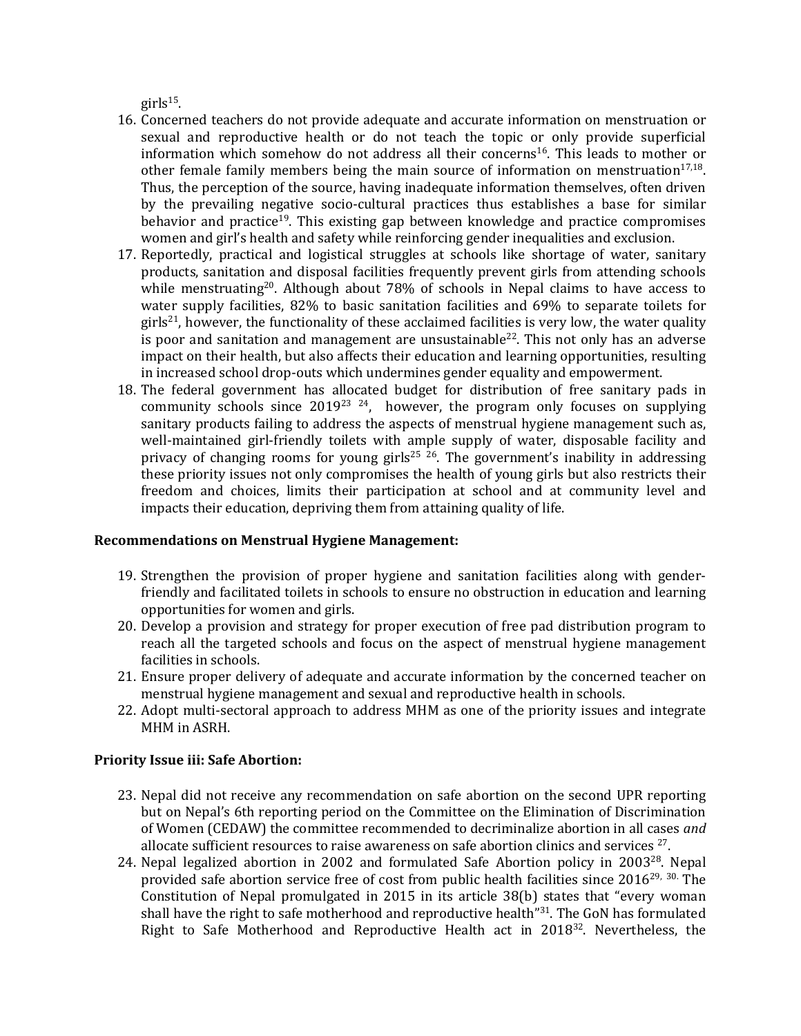girls[15].

16. Concerned teachers do not provide adequate and accurate information on menstruation or sexual and reproductive health or do not teach the topic or only provide superficial information which somehow do not address all their concerns[16]. This leads to mother or other female family members being the main source of information on menstruation[17,18]. Thus, the perception of the source, having inadequate information themselves, often driven by the prevailing negative socio-cultural practices thus establishes a base for similar behavior and practice[19]. This existing gap between knowledge and practice compromises women and girl's health and safety while reinforcing gender inequalities and exclusion.
17. Reportedly, practical and logistical struggles at schools like shortage of water, sanitary products, sanitation and disposal facilities frequently prevent girls from attending schools while menstruating[20]. Although about 78% of schools in Nepal claims to have access to water supply facilities, 82% to basic sanitation facilities and 69% to separate toilets for girls[21], however, the functionality of these acclaimed facilities is very low, the water quality is poor and sanitation and management are unsustainable[22]. This not only has an adverse impact on their health, but also affects their education and learning opportunities, resulting in increased school drop-outs which undermines gender equality and empowerment.
18. The federal government has allocated budget for distribution of free sanitary pads in community schools since 2019[23] [24], however, the program only focuses on supplying sanitary products failing to address the aspects of menstrual hygiene management such as, well-maintained girl-friendly toilets with ample supply of water, disposable facility and privacy of changing rooms for young girls[25] [26]. The government's inability in addressing these priority issues not only compromises the health of young girls but also restricts their freedom and choices, limits their participation at school and at community level and impacts their education, depriving them from attaining quality of life.

**Recommendations on Menstrual Hygiene Management:**

19. Strengthen the provision of proper hygiene and sanitation facilities along with gender-friendly and facilitated toilets in schools to ensure no obstruction in education and learning opportunities for women and girls.
20. Develop a provision and strategy for proper execution of free pad distribution program to reach all the targeted schools and focus on the aspect of menstrual hygiene management facilities in schools.
21. Ensure proper delivery of adequate and accurate information by the concerned teacher on menstrual hygiene management and sexual and reproductive health in schools.
22. Adopt multi-sectoral approach to address MHM as one of the priority issues and integrate MHM in ASRH.

**Priority Issue iii: Safe Abortion:**

23. Nepal did not receive any recommendation on safe abortion on the second UPR reporting but on Nepal's 6th reporting period on the Committee on the Elimination of Discrimination of Women (CEDAW) the committee recommended to decriminalize abortion in all cases *and* allocate sufficient resources to raise awareness on safe abortion clinics and services [27].
24. Nepal legalized abortion in 2002 and formulated Safe Abortion policy in 2003[28]. Nepal provided safe abortion service free of cost from public health facilities since 2016[29, 30.] The Constitution of Nepal promulgated in 2015 in its article 38(b) states that "every woman shall have the right to safe motherhood and reproductive health"[31]. The GoN has formulated Right to Safe Motherhood and Reproductive Health act in 2018[32]. Nevertheless, the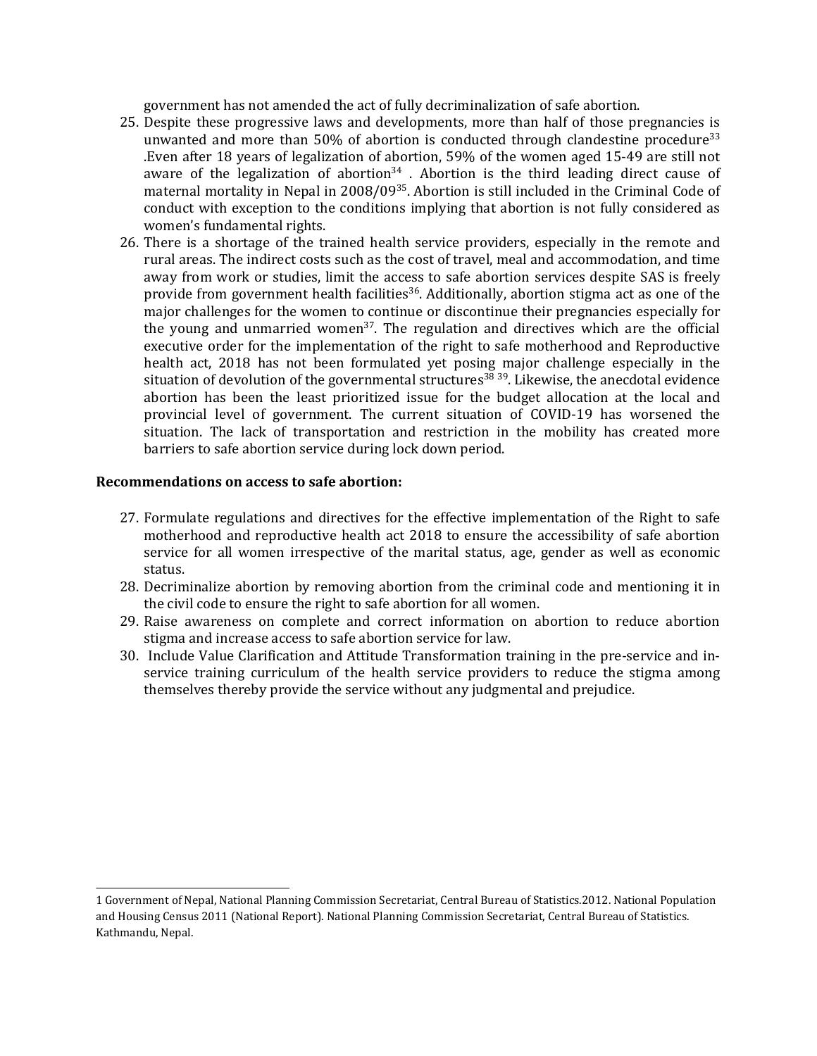government has not amended the act of fully decriminalization of safe abortion.

25. Despite these progressive laws and developments, more than half of those pregnancies is unwanted and more than 50% of abortion is conducted through clandestine procedure[33] .Even after 18 years of legalization of abortion, 59% of the women aged 15-49 are still not aware of the legalization of abortion[34] . Abortion is the third leading direct cause of maternal mortality in Nepal in 2008/09[35]. Abortion is still included in the Criminal Code of conduct with exception to the conditions implying that abortion is not fully considered as women's fundamental rights.
26. There is a shortage of the trained health service providers, especially in the remote and rural areas. The indirect costs such as the cost of travel, meal and accommodation, and time away from work or studies, limit the access to safe abortion services despite SAS is freely provide from government health facilities[36]. Additionally, abortion stigma act as one of the major challenges for the women to continue or discontinue their pregnancies especially for the young and unmarried women[37]. The regulation and directives which are the official executive order for the implementation of the right to safe motherhood and Reproductive health act, 2018 has not been formulated yet posing major challenge especially in the situation of devolution of the governmental structures[38] [39]. Likewise, the anecdotal evidence abortion has been the least prioritized issue for the budget allocation at the local and provincial level of government. The current situation of COVID-19 has worsened the situation. The lack of transportation and restriction in the mobility has created more barriers to safe abortion service during lock down period.

**Recommendations on access to safe abortion:**

27. Formulate regulations and directives for the effective implementation of the Right to safe motherhood and reproductive health act 2018 to ensure the accessibility of safe abortion service for all women irrespective of the marital status, age, gender as well as economic status.
28. Decriminalize abortion by removing abortion from the criminal code and mentioning it in the civil code to ensure the right to safe abortion for all women.
29. Raise awareness on complete and correct information on abortion to reduce abortion stigma and increase access to safe abortion service for law.
30. Include Value Clarification and Attitude Transformation training in the pre-service and in-service training curriculum of the health service providers to reduce the stigma among themselves thereby provide the service without any judgmental and prejudice.

---

1 Government of Nepal, National Planning Commission Secretariat, Central Bureau of Statistics.2012. National Population and Housing Census 2011 (National Report). National Planning Commission Secretariat, Central Bureau of Statistics. Kathmandu, Nepal.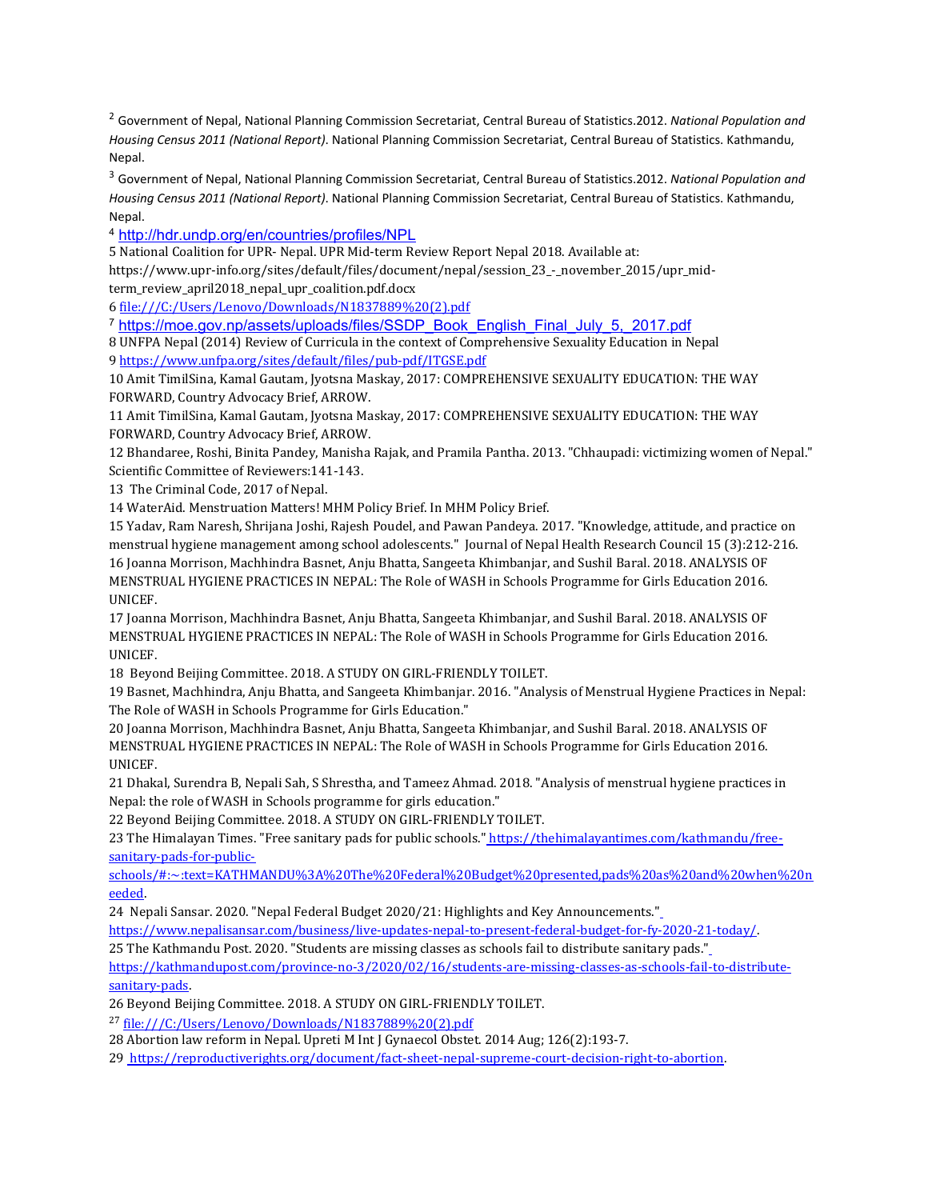[2] Government of Nepal, National Planning Commission Secretariat, Central Bureau of Statistics.2012. *National Population and Housing Census 2011 (National Report)*. National Planning Commission Secretariat, Central Bureau of Statistics. Kathmandu, Nepal.

[3] Government of Nepal, National Planning Commission Secretariat, Central Bureau of Statistics.2012. *National Population and Housing Census 2011 (National Report)*. National Planning Commission Secretariat, Central Bureau of Statistics. Kathmandu, Nepal.

[4] http://hdr.undp.org/en/countries/profiles/NPL

5 National Coalition for UPR- Nepal. UPR Mid-term Review Report Nepal 2018. Available at: https://www.upr-info.org/sites/default/files/document/nepal/session_23_-_november_2015/upr_mid-term_review_april2018_nepal_upr_coalition.pdf.docx

6 file:///C:/Users/Lenovo/Downloads/N1837889%20(2).pdf

[7] https://moe.gov.np/assets/uploads/files/SSDP_Book_English_Final_July_5,_2017.pdf

8 UNFPA Nepal (2014) Review of Curricula in the context of Comprehensive Sexuality Education in Nepal

9 https://www.unfpa.org/sites/default/files/pub-pdf/ITGSE.pdf

10 Amit TimilSina, Kamal Gautam, Jyotsna Maskay, 2017: COMPREHENSIVE SEXUALITY EDUCATION: THE WAY FORWARD, Country Advocacy Brief, ARROW.

11 Amit TimilSina, Kamal Gautam, Jyotsna Maskay, 2017: COMPREHENSIVE SEXUALITY EDUCATION: THE WAY FORWARD, Country Advocacy Brief, ARROW.

12 Bhandaree, Roshi, Binita Pandey, Manisha Rajak, and Pramila Pantha. 2013. "Chhaupadi: victimizing women of Nepal." Scientific Committee of Reviewers:141-143.

13 The Criminal Code, 2017 of Nepal.

14 WaterAid. Menstruation Matters! MHM Policy Brief. In MHM Policy Brief.

15 Yadav, Ram Naresh, Shrijana Joshi, Rajesh Poudel, and Pawan Pandeya. 2017. "Knowledge, attitude, and practice on menstrual hygiene management among school adolescents." Journal of Nepal Health Research Council 15 (3):212-216.

16 Joanna Morrison, Machhindra Basnet, Anju Bhatta, Sangeeta Khimbanjar, and Sushil Baral. 2018. ANALYSIS OF MENSTRUAL HYGIENE PRACTICES IN NEPAL: The Role of WASH in Schools Programme for Girls Education 2016. UNICEF.

17 Joanna Morrison, Machhindra Basnet, Anju Bhatta, Sangeeta Khimbanjar, and Sushil Baral. 2018. ANALYSIS OF MENSTRUAL HYGIENE PRACTICES IN NEPAL: The Role of WASH in Schools Programme for Girls Education 2016. UNICEF.

18 Beyond Beijing Committee. 2018. A STUDY ON GIRL-FRIENDLY TOILET.

19 Basnet, Machhindra, Anju Bhatta, and Sangeeta Khimbanjar. 2016. "Analysis of Menstrual Hygiene Practices in Nepal: The Role of WASH in Schools Programme for Girls Education."

20 Joanna Morrison, Machhindra Basnet, Anju Bhatta, Sangeeta Khimbanjar, and Sushil Baral. 2018. ANALYSIS OF MENSTRUAL HYGIENE PRACTICES IN NEPAL: The Role of WASH in Schools Programme for Girls Education 2016. UNICEF.

21 Dhakal, Surendra B, Nepali Sah, S Shrestha, and Tameez Ahmad. 2018. "Analysis of menstrual hygiene practices in Nepal: the role of WASH in Schools programme for girls education."

22 Beyond Beijing Committee. 2018. A STUDY ON GIRL-FRIENDLY TOILET.

23 The Himalayan Times. "Free sanitary pads for public schools." https://thehimalayantimes.com/kathmandu/free-sanitary-pads-for-public-schools/#:~:text=KATHMANDU%3A%20The%20Federal%20Budget%20presented,pads%20as%20and%20when%20needed.

24 Nepali Sansar. 2020. "Nepal Federal Budget 2020/21: Highlights and Key Announcements." https://www.nepalisansar.com/business/live-updates-nepal-to-present-federal-budget-for-fy-2020-21-today/.

25 The Kathmandu Post. 2020. "Students are missing classes as schools fail to distribute sanitary pads." https://kathmandupost.com/province-no-3/2020/02/16/students-are-missing-classes-as-schools-fail-to-distribute-sanitary-pads.

26 Beyond Beijing Committee. 2018. A STUDY ON GIRL-FRIENDLY TOILET.

[27] file:///C:/Users/Lenovo/Downloads/N1837889%20(2).pdf

28 Abortion law reform in Nepal. Upreti M Int J Gynaecol Obstet. 2014 Aug; 126(2):193-7.

29 https://reproductiverights.org/document/fact-sheet-nepal-supreme-court-decision-right-to-abortion.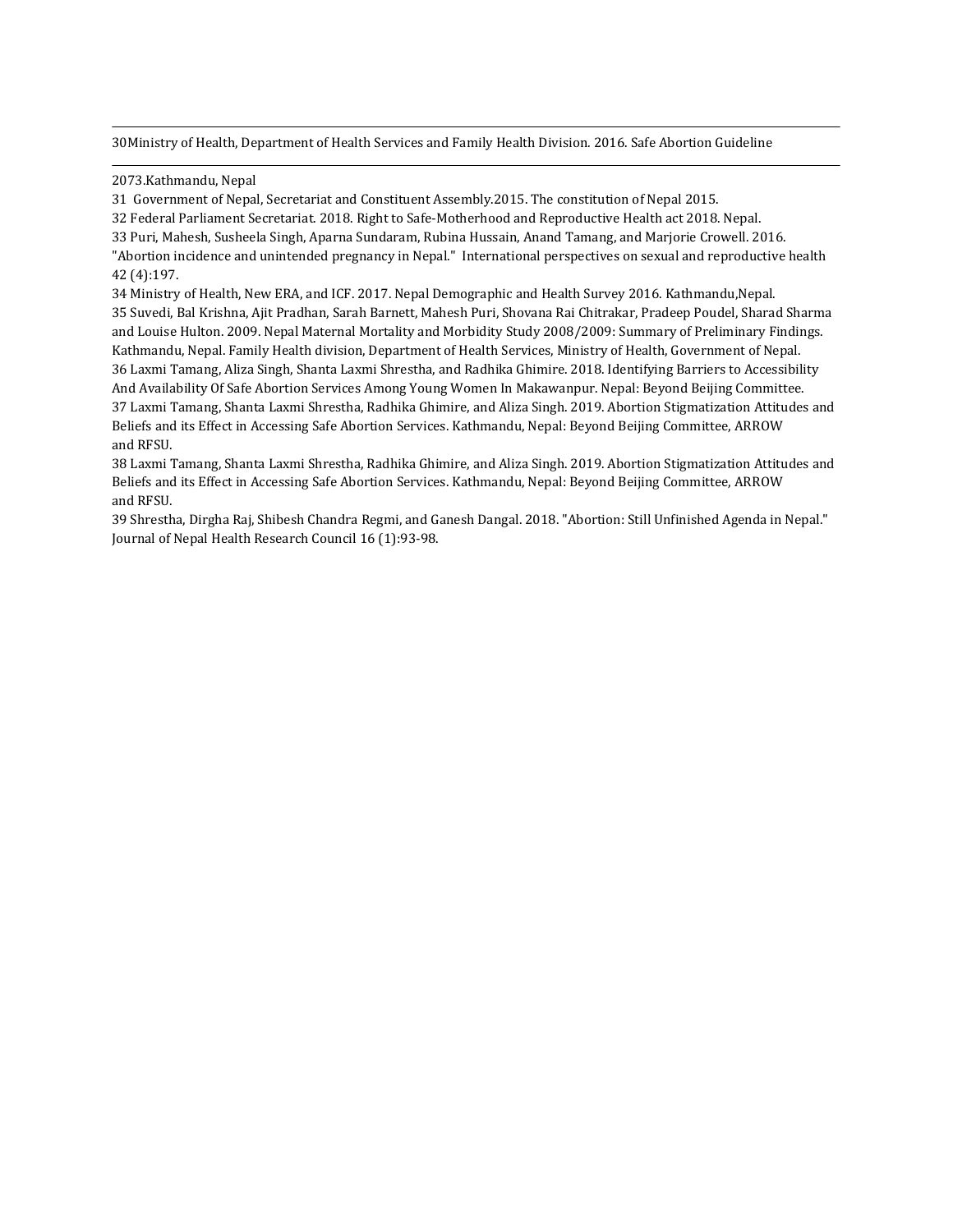30Ministry of Health, Department of Health Services and Family Health Division. 2016. Safe Abortion Guideline

---

2073.Kathmandu, Nepal

31 Government of Nepal, Secretariat and Constituent Assembly.2015. The constitution of Nepal 2015.

32 Federal Parliament Secretariat. 2018. Right to Safe-Motherhood and Reproductive Health act 2018. Nepal.

33 Puri, Mahesh, Susheela Singh, Aparna Sundaram, Rubina Hussain, Anand Tamang, and Marjorie Crowell. 2016. "Abortion incidence and unintended pregnancy in Nepal." International perspectives on sexual and reproductive health 42 (4):197.

34 Ministry of Health, New ERA, and ICF. 2017. Nepal Demographic and Health Survey 2016. Kathmandu,Nepal.

35 Suvedi, Bal Krishna, Ajit Pradhan, Sarah Barnett, Mahesh Puri, Shovana Rai Chitrakar, Pradeep Poudel, Sharad Sharma and Louise Hulton. 2009. Nepal Maternal Mortality and Morbidity Study 2008/2009: Summary of Preliminary Findings. Kathmandu, Nepal. Family Health division, Department of Health Services, Ministry of Health, Government of Nepal.

36 Laxmi Tamang, Aliza Singh, Shanta Laxmi Shrestha, and Radhika Ghimire. 2018. Identifying Barriers to Accessibility And Availability Of Safe Abortion Services Among Young Women In Makawanpur. Nepal: Beyond Beijing Committee.

37 Laxmi Tamang, Shanta Laxmi Shrestha, Radhika Ghimire, and Aliza Singh. 2019. Abortion Stigmatization Attitudes and Beliefs and its Effect in Accessing Safe Abortion Services. Kathmandu, Nepal: Beyond Beijing Committee, ARROW and RFSU.

38 Laxmi Tamang, Shanta Laxmi Shrestha, Radhika Ghimire, and Aliza Singh. 2019. Abortion Stigmatization Attitudes and Beliefs and its Effect in Accessing Safe Abortion Services. Kathmandu, Nepal: Beyond Beijing Committee, ARROW and RFSU.

39 Shrestha, Dirgha Raj, Shibesh Chandra Regmi, and Ganesh Dangal. 2018. "Abortion: Still Unfinished Agenda in Nepal." Journal of Nepal Health Research Council 16 (1):93-98.